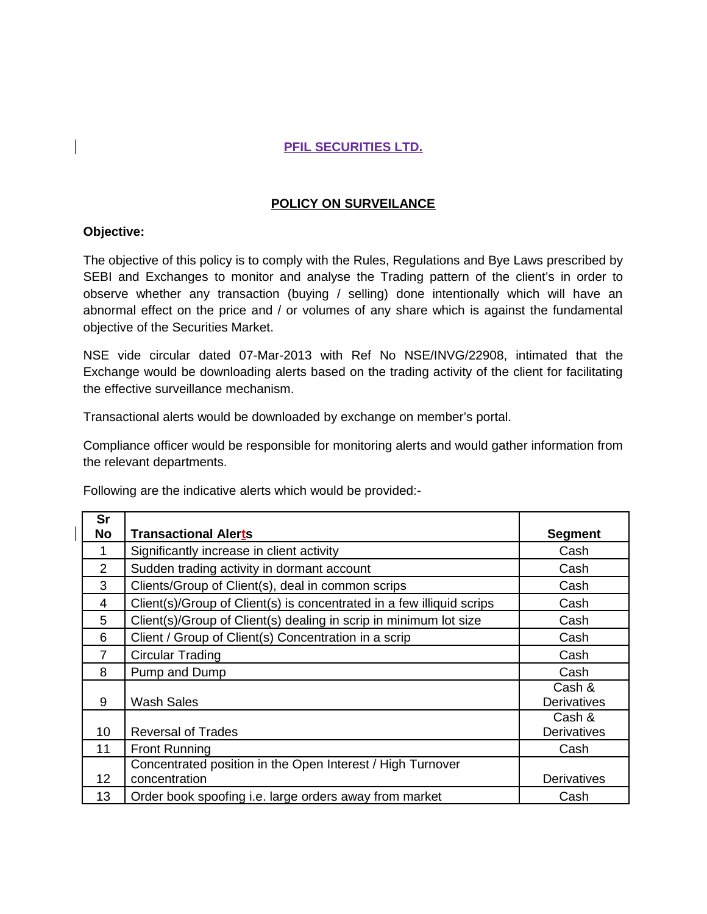# PFIL SECURITIES LTD.

## POLICY ON SURVEILANCE

**Objective:**

The objective of this policy is to comply with the Rules, Regulations and Bye Laws prescribed by SEBI and Exchanges to monitor and analyse the Trading pattern of the client's in order to observe whether any transaction (buying / selling) done intentionally which will have an abnormal effect on the price and / or volumes of any share which is against the fundamental objective of the Securities Market.

NSE vide circular dated 07-Mar-2013 with Ref No NSE/INVG/22908, intimated that the Exchange would be downloading alerts based on the trading activity of the client for facilitating the effective surveillance mechanism.

Transactional alerts would be downloaded by exchange on member's portal.

Compliance officer would be responsible for monitoring alerts and would gather information from the relevant departments.

Following are the indicative alerts which would be provided:-

| Sr No | Transactional Alerts | Segment |
|---|---|---|
| 1 | Significantly increase in client activity | Cash |
| 2 | Sudden trading activity in dormant account | Cash |
| 3 | Clients/Group of Client(s), deal in common scrips | Cash |
| 4 | Client(s)/Group of Client(s) is concentrated in a few illiquid scrips | Cash |
| 5 | Client(s)/Group of Client(s) dealing in scrip in minimum lot size | Cash |
| 6 | Client / Group of Client(s) Concentration in a scrip | Cash |
| 7 | Circular Trading | Cash |
| 8 | Pump and Dump | Cash |
| 9 | Wash Sales | Cash & Derivatives |
| 10 | Reversal of Trades | Cash & Derivatives |
| 11 | Front Running | Cash |
| 12 | Concentrated position in the Open Interest / High Turnover concentration | Derivatives |
| 13 | Order book spoofing i.e. large orders away from market | Cash |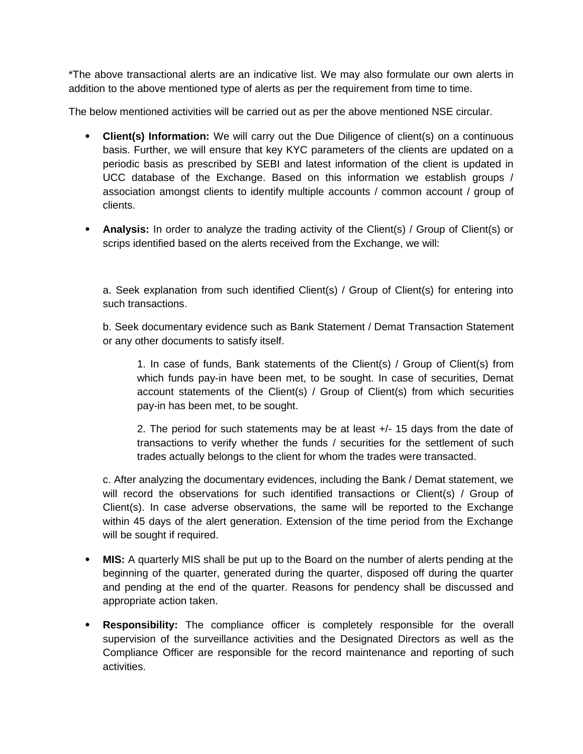*The above transactional alerts are an indicative list. We may also formulate our own alerts in addition to the above mentioned type of alerts as per the requirement from time to time.

The below mentioned activities will be carried out as per the above mentioned NSE circular.

- **Client(s) Information:** We will carry out the Due Diligence of client(s) on a continuous basis. Further, we will ensure that key KYC parameters of the clients are updated on a periodic basis as prescribed by SEBI and latest information of the client is updated in UCC database of the Exchange. Based on this information we establish groups / association amongst clients to identify multiple accounts / common account / group of clients.

- **Analysis:** In order to analyze the trading activity of the Client(s) / Group of Client(s) or scrips identified based on the alerts received from the Exchange, we will:

  a. Seek explanation from such identified Client(s) / Group of Client(s) for entering into such transactions.

  b. Seek documentary evidence such as Bank Statement / Demat Transaction Statement or any other documents to satisfy itself.

  1. In case of funds, Bank statements of the Client(s) / Group of Client(s) from which funds pay-in have been met, to be sought. In case of securities, Demat account statements of the Client(s) / Group of Client(s) from which securities pay-in has been met, to be sought.

  2. The period for such statements may be at least +/- 15 days from the date of transactions to verify whether the funds / securities for the settlement of such trades actually belongs to the client for whom the trades were transacted.

  c. After analyzing the documentary evidences, including the Bank / Demat statement, we will record the observations for such identified transactions or Client(s) / Group of Client(s). In case adverse observations, the same will be reported to the Exchange within 45 days of the alert generation. Extension of the time period from the Exchange will be sought if required.

- **MIS:** A quarterly MIS shall be put up to the Board on the number of alerts pending at the beginning of the quarter, generated during the quarter, disposed off during the quarter and pending at the end of the quarter. Reasons for pendency shall be discussed and appropriate action taken.

- **Responsibility:** The compliance officer is completely responsible for the overall supervision of the surveillance activities and the Designated Directors as well as the Compliance Officer are responsible for the record maintenance and reporting of such activities.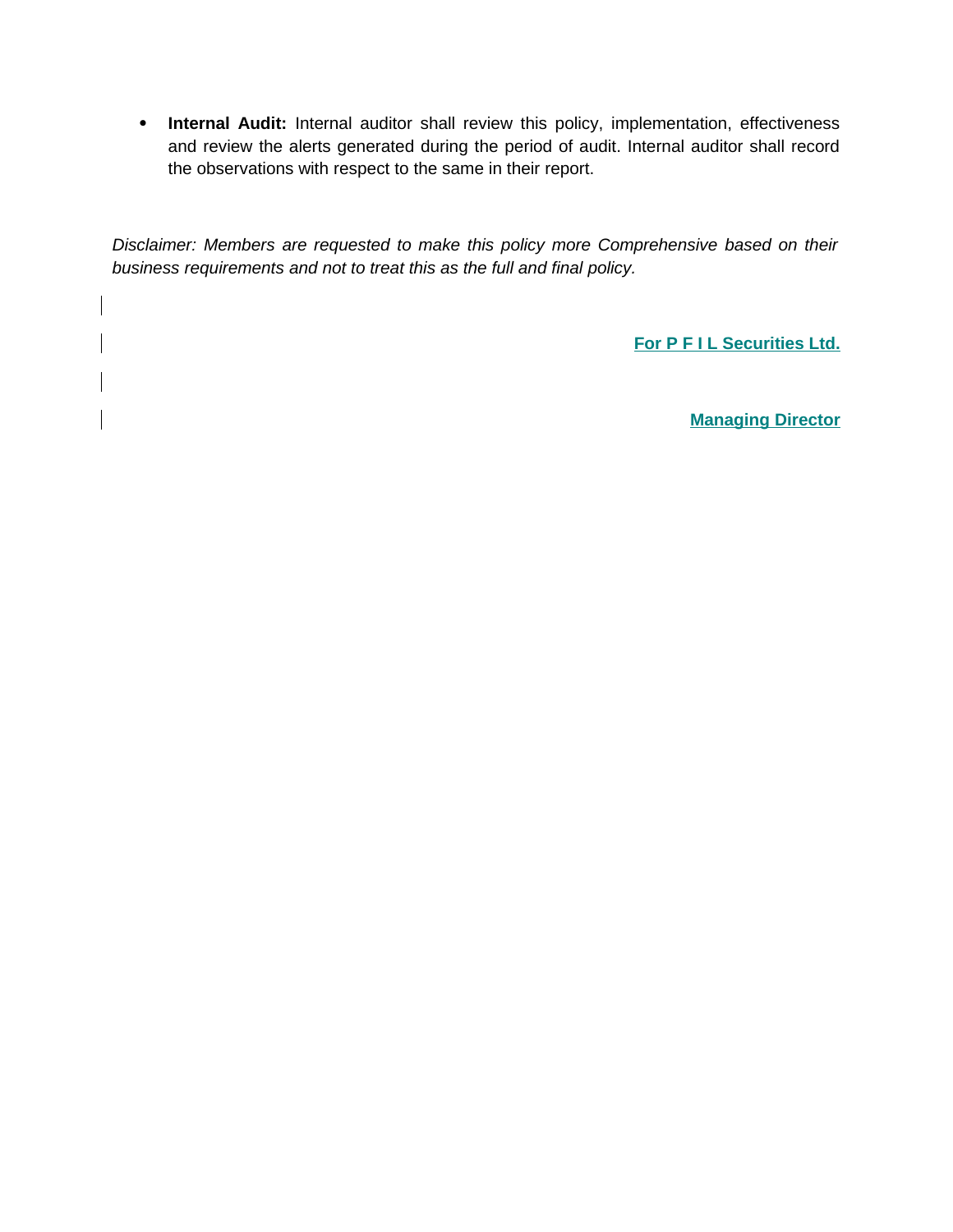- **Internal Audit:** Internal auditor shall review this policy, implementation, effectiveness and review the alerts generated during the period of audit. Internal auditor shall record the observations with respect to the same in their report.

*Disclaimer: Members are requested to make this policy more Comprehensive based on their business requirements and not to treat this as the full and final policy.*

**For P F I L Securities Ltd.**

**Managing Director**